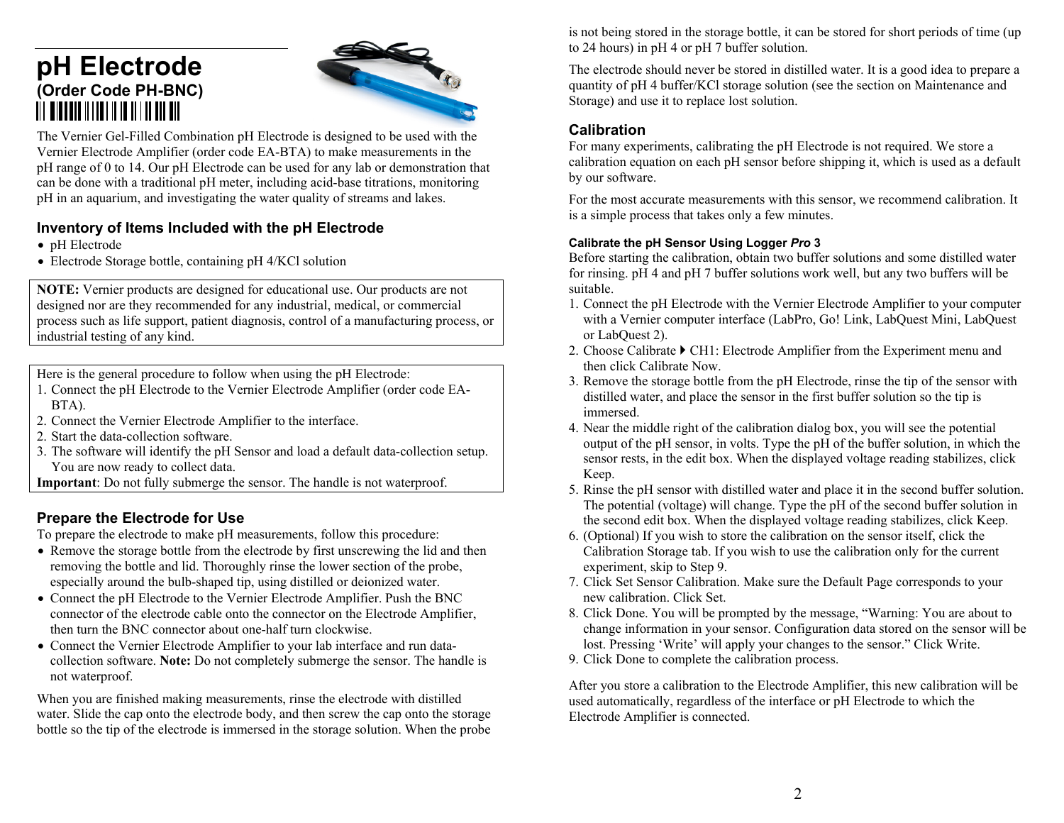# pH Electrode

## (Order Code PH-BNC)

The Vernier Gel-Filled Combination pH Electrode is designed to be used with the Vernier Electrode Amplifier (order code EA-BTA) to make measurements in the pH range of 0 to 14. Our pH Electrode can be used for any lab or demonstration that can be done with a traditional pH meter, including acid-base titrations, monitoring pH in an aquarium, and investigating the water quality of streams and lakes.

## Inventory of Items Included with the pH Electrode

- pH Electrode
- Electrode Storage bottle, containing pH 4/KCl solution

**NOTE:** Vernier products are designed for educational use. Our products are not designed nor are they recommended for any industrial, medical, or commercial process such as life support, patient diagnosis, control of a manufacturing process, or industrial testing of any kind.

Here is the general procedure to follow when using the pH Electrode:

1. Connect the pH Electrode to the Vernier Electrode Amplifier (order code EA-BTA).
2. Connect the Vernier Electrode Amplifier to the interface.
2. Start the data-collection software.
3. The software will identify the pH Sensor and load a default data-collection setup. You are now ready to collect data.

**Important**: Do not fully submerge the sensor. The handle is not waterproof.

## Prepare the Electrode for Use

To prepare the electrode to make pH measurements, follow this procedure:

- Remove the storage bottle from the electrode by first unscrewing the lid and then removing the bottle and lid. Thoroughly rinse the lower section of the probe, especially around the bulb-shaped tip, using distilled or deionized water.
- Connect the pH Electrode to the Vernier Electrode Amplifier. Push the BNC connector of the electrode cable onto the connector on the Electrode Amplifier, then turn the BNC connector about one-half turn clockwise.
- Connect the Vernier Electrode Amplifier to your lab interface and run data-collection software. **Note:** Do not completely submerge the sensor. The handle is not waterproof.

When you are finished making measurements, rinse the electrode with distilled water. Slide the cap onto the electrode body, and then screw the cap onto the storage bottle so the tip of the electrode is immersed in the storage solution. When the probe is not being stored in the storage bottle, it can be stored for short periods of time (up to 24 hours) in pH 4 or pH 7 buffer solution.

The electrode should never be stored in distilled water. It is a good idea to prepare a quantity of pH 4 buffer/KCl storage solution (see the section on Maintenance and Storage) and use it to replace lost solution.

## Calibration

For many experiments, calibrating the pH Electrode is not required. We store a calibration equation on each pH sensor before shipping it, which is used as a default by our software.

For the most accurate measurements with this sensor, we recommend calibration. It is a simple process that takes only a few minutes.

### Calibrate the pH Sensor Using Logger *Pro* 3

Before starting the calibration, obtain two buffer solutions and some distilled water for rinsing. pH 4 and pH 7 buffer solutions work well, but any two buffers will be suitable.

1. Connect the pH Electrode with the Vernier Electrode Amplifier to your computer with a Vernier computer interface (LabPro, Go! Link, LabQuest Mini, LabQuest or LabQuest 2).
2. Choose Calibrate ▶ CH1: Electrode Amplifier from the Experiment menu and then click Calibrate Now.
3. Remove the storage bottle from the pH Electrode, rinse the tip of the sensor with distilled water, and place the sensor in the first buffer solution so the tip is immersed.
4. Near the middle right of the calibration dialog box, you will see the potential output of the pH sensor, in volts. Type the pH of the buffer solution, in which the sensor rests, in the edit box. When the displayed voltage reading stabilizes, click Keep.
5. Rinse the pH sensor with distilled water and place it in the second buffer solution. The potential (voltage) will change. Type the pH of the second buffer solution in the second edit box. When the displayed voltage reading stabilizes, click Keep.
6. (Optional) If you wish to store the calibration on the sensor itself, click the Calibration Storage tab. If you wish to use the calibration only for the current experiment, skip to Step 9.
7. Click Set Sensor Calibration. Make sure the Default Page corresponds to your new calibration. Click Set.
8. Click Done. You will be prompted by the message, “Warning: You are about to change information in your sensor. Configuration data stored on the sensor will be lost. Pressing ‘Write’ will apply your changes to the sensor.” Click Write.
9. Click Done to complete the calibration process.

After you store a calibration to the Electrode Amplifier, this new calibration will be used automatically, regardless of the interface or pH Electrode to which the Electrode Amplifier is connected.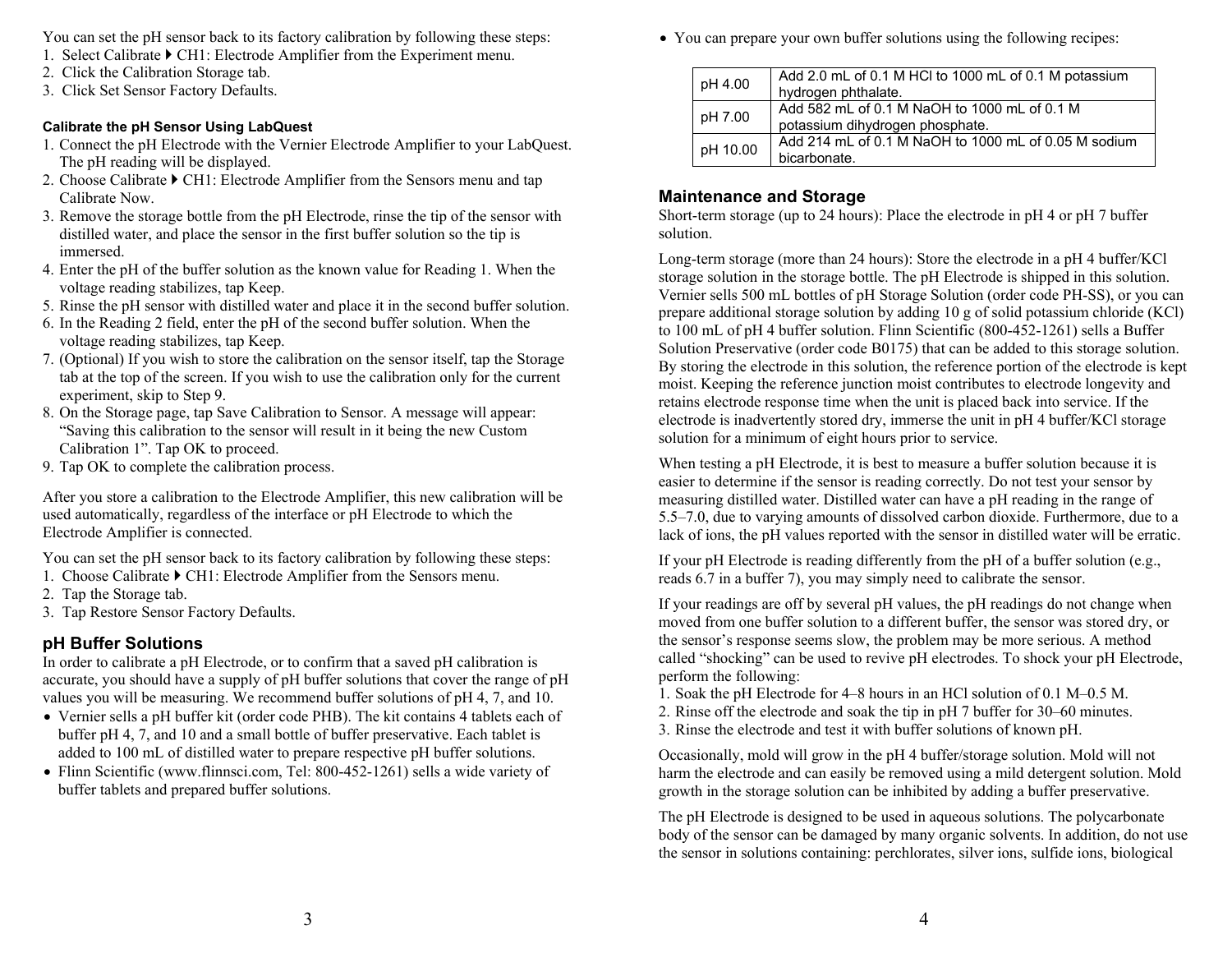You can set the pH sensor back to its factory calibration by following these steps:

1. Select Calibrate ▸ CH1: Electrode Amplifier from the Experiment menu.
2. Click the Calibration Storage tab.
3. Click Set Sensor Factory Defaults.

#### Calibrate the pH Sensor Using LabQuest

1. Connect the pH Electrode with the Vernier Electrode Amplifier to your LabQuest. The pH reading will be displayed.
2. Choose Calibrate ▸ CH1: Electrode Amplifier from the Sensors menu and tap Calibrate Now.
3. Remove the storage bottle from the pH Electrode, rinse the tip of the sensor with distilled water, and place the sensor in the first buffer solution so the tip is immersed.
4. Enter the pH of the buffer solution as the known value for Reading 1. When the voltage reading stabilizes, tap Keep.
5. Rinse the pH sensor with distilled water and place it in the second buffer solution.
6. In the Reading 2 field, enter the pH of the second buffer solution. When the voltage reading stabilizes, tap Keep.
7. (Optional) If you wish to store the calibration on the sensor itself, tap the Storage tab at the top of the screen. If you wish to use the calibration only for the current experiment, skip to Step 9.
8. On the Storage page, tap Save Calibration to Sensor. A message will appear: "Saving this calibration to the sensor will result in it being the new Custom Calibration 1". Tap OK to proceed.
9. Tap OK to complete the calibration process.

After you store a calibration to the Electrode Amplifier, this new calibration will be used automatically, regardless of the interface or pH Electrode to which the Electrode Amplifier is connected.

You can set the pH sensor back to its factory calibration by following these steps:

1. Choose Calibrate ▸ CH1: Electrode Amplifier from the Sensors menu.
2. Tap the Storage tab.
3. Tap Restore Sensor Factory Defaults.

### pH Buffer Solutions

In order to calibrate a pH Electrode, or to confirm that a saved pH calibration is accurate, you should have a supply of pH buffer solutions that cover the range of pH values you will be measuring. We recommend buffer solutions of pH 4, 7, and 10.

- Vernier sells a pH buffer kit (order code PHB). The kit contains 4 tablets each of buffer pH 4, 7, and 10 and a small bottle of buffer preservative. Each tablet is added to 100 mL of distilled water to prepare respective pH buffer solutions.
- Flinn Scientific (www.flinnsci.com, Tel: 800-452-1261) sells a wide variety of buffer tablets and prepared buffer solutions.
- You can prepare your own buffer solutions using the following recipes:

| pH | Recipe |
|---|---|
| pH 4.00 | Add 2.0 mL of 0.1 M HCl to 1000 mL of 0.1 M potassium hydrogen phthalate. |
| pH 7.00 | Add 582 mL of 0.1 M NaOH to 1000 mL of 0.1 M potassium dihydrogen phosphate. |
| pH 10.00 | Add 214 mL of 0.1 M NaOH to 1000 mL of 0.05 M sodium bicarbonate. |

### Maintenance and Storage

Short-term storage (up to 24 hours): Place the electrode in pH 4 or pH 7 buffer solution.

Long-term storage (more than 24 hours): Store the electrode in a pH 4 buffer/KCl storage solution in the storage bottle. The pH Electrode is shipped in this solution. Vernier sells 500 mL bottles of pH Storage Solution (order code PH-SS), or you can prepare additional storage solution by adding 10 g of solid potassium chloride (KCl) to 100 mL of pH 4 buffer solution. Flinn Scientific (800-452-1261) sells a Buffer Solution Preservative (order code B0175) that can be added to this storage solution. By storing the electrode in this solution, the reference portion of the electrode is kept moist. Keeping the reference junction moist contributes to electrode longevity and retains electrode response time when the unit is placed back into service. If the electrode is inadvertently stored dry, immerse the unit in pH 4 buffer/KCl storage solution for a minimum of eight hours prior to service.

When testing a pH Electrode, it is best to measure a buffer solution because it is easier to determine if the sensor is reading correctly. Do not test your sensor by measuring distilled water. Distilled water can have a pH reading in the range of 5.5–7.0, due to varying amounts of dissolved carbon dioxide. Furthermore, due to a lack of ions, the pH values reported with the sensor in distilled water will be erratic.

If your pH Electrode is reading differently from the pH of a buffer solution (e.g., reads 6.7 in a buffer 7), you may simply need to calibrate the sensor.

If your readings are off by several pH values, the pH readings do not change when moved from one buffer solution to a different buffer, the sensor was stored dry, or the sensor's response seems slow, the problem may be more serious. A method called "shocking" can be used to revive pH electrodes. To shock your pH Electrode, perform the following:

1. Soak the pH Electrode for 4–8 hours in an HCl solution of 0.1 M–0.5 M.
2. Rinse off the electrode and soak the tip in pH 7 buffer for 30–60 minutes.
3. Rinse the electrode and test it with buffer solutions of known pH.

Occasionally, mold will grow in the pH 4 buffer/storage solution. Mold will not harm the electrode and can easily be removed using a mild detergent solution. Mold growth in the storage solution can be inhibited by adding a buffer preservative.

The pH Electrode is designed to be used in aqueous solutions. The polycarbonate body of the sensor can be damaged by many organic solvents. In addition, do not use the sensor in solutions containing: perchlorates, silver ions, sulfide ions, biological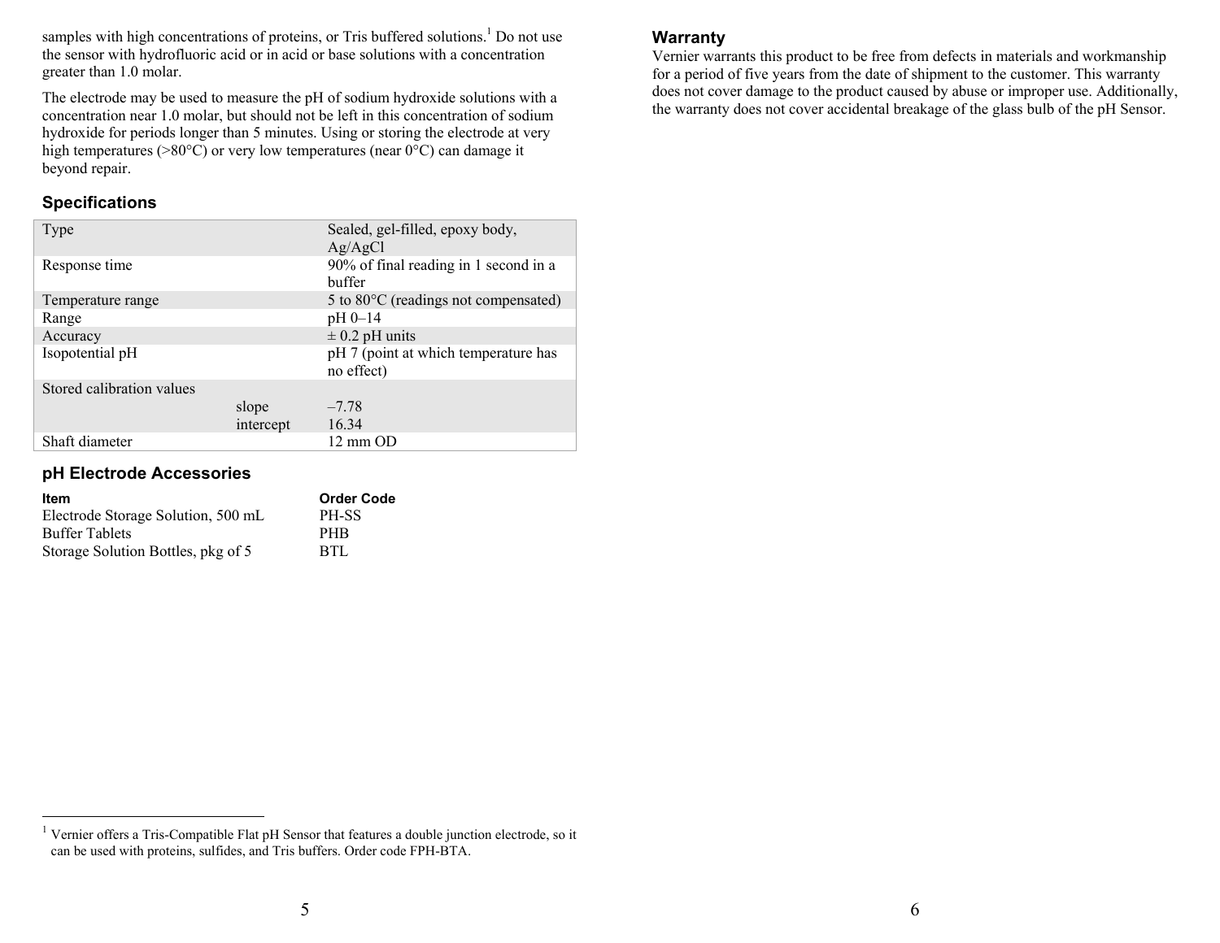samples with high concentrations of proteins, or Tris buffered solutions.[1] Do not use the sensor with hydrofluoric acid or in acid or base solutions with a concentration greater than 1.0 molar.

The electrode may be used to measure the pH of sodium hydroxide solutions with a concentration near 1.0 molar, but should not be left in this concentration of sodium hydroxide for periods longer than 5 minutes. Using or storing the electrode at very high temperatures (>80°C) or very low temperatures (near 0°C) can damage it beyond repair.

## Specifications

| | | |
|---|---|---|
| Type | | Sealed, gel-filled, epoxy body, Ag/AgCl |
| Response time | | 90% of final reading in 1 second in a buffer |
| Temperature range | | 5 to 80°C (readings not compensated) |
| Range | | pH 0–14 |
| Accuracy | | ± 0.2 pH units |
| Isopotential pH | | pH 7 (point at which temperature has no effect) |
| Stored calibration values | | |
| | slope | –7.78 |
| | intercept | 16.34 |
| Shaft diameter | | 12 mm OD |

## pH Electrode Accessories

| Item | Order Code |
|---|---|
| Electrode Storage Solution, 500 mL | PH-SS |
| Buffer Tablets | PHB |
| Storage Solution Bottles, pkg of 5 | BTL |

[1] Vernier offers a Tris-Compatible Flat pH Sensor that features a double junction electrode, so it can be used with proteins, sulfides, and Tris buffers. Order code FPH-BTA.

## Warranty

Vernier warrants this product to be free from defects in materials and workmanship for a period of five years from the date of shipment to the customer. This warranty does not cover damage to the product caused by abuse or improper use. Additionally, the warranty does not cover accidental breakage of the glass bulb of the pH Sensor.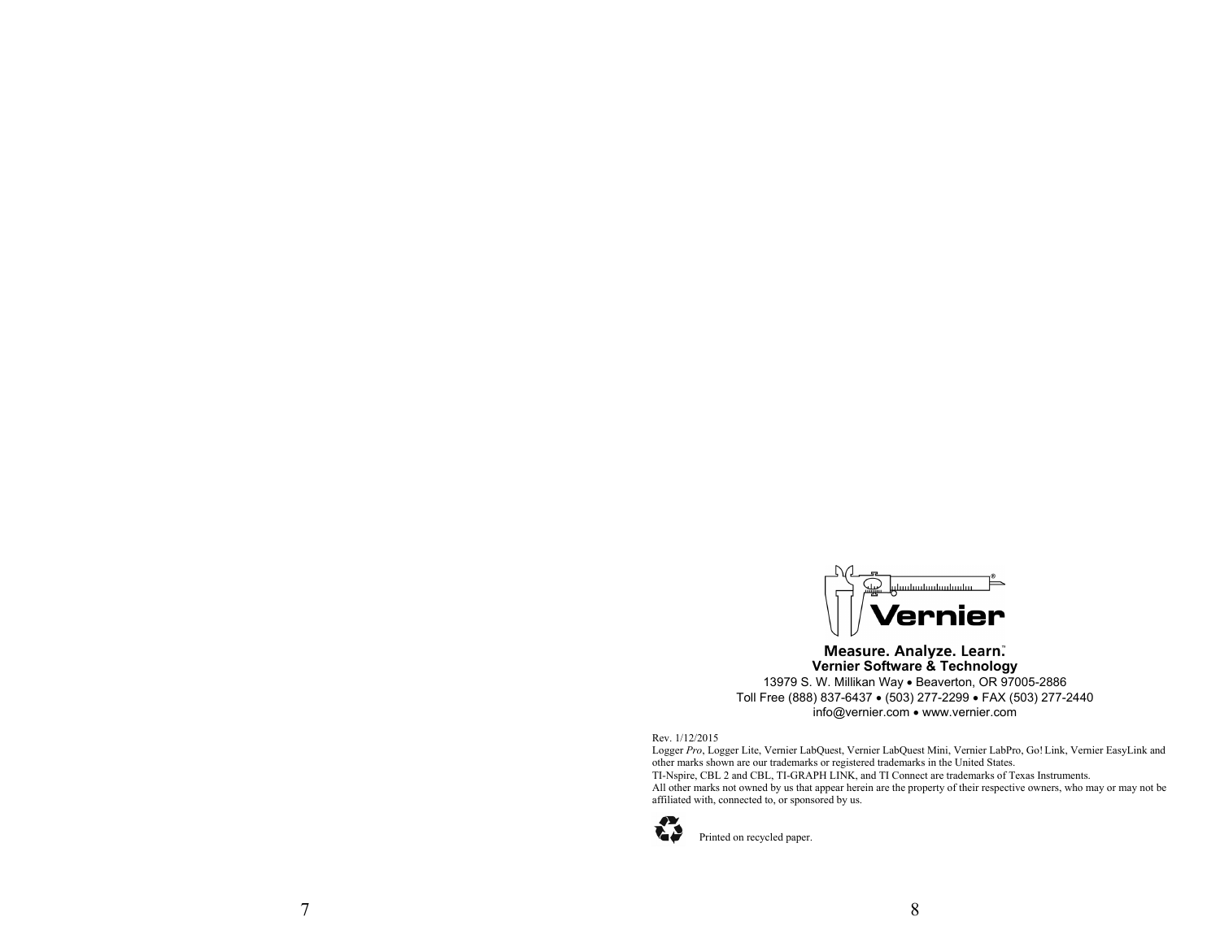Vernier

**Measure. Analyze. Learn.™**
**Vernier Software & Technology**
13979 S. W. Millikan Way • Beaverton, OR 97005-2886
Toll Free (888) 837-6437 • (503) 277-2299 • FAX (503) 277-2440
info@vernier.com • www.vernier.com

Rev. 1/12/2015
Logger *Pro*, Logger Lite, Vernier LabQuest, Vernier LabQuest Mini, Vernier LabPro, Go! Link, Vernier EasyLink and other marks shown are our trademarks or registered trademarks in the United States.
TI-Nspire, CBL 2 and CBL, TI-GRAPH LINK, and TI Connect are trademarks of Texas Instruments.
All other marks not owned by us that appear herein are the property of their respective owners, who may or may not be affiliated with, connected to, or sponsored by us.

Printed on recycled paper.